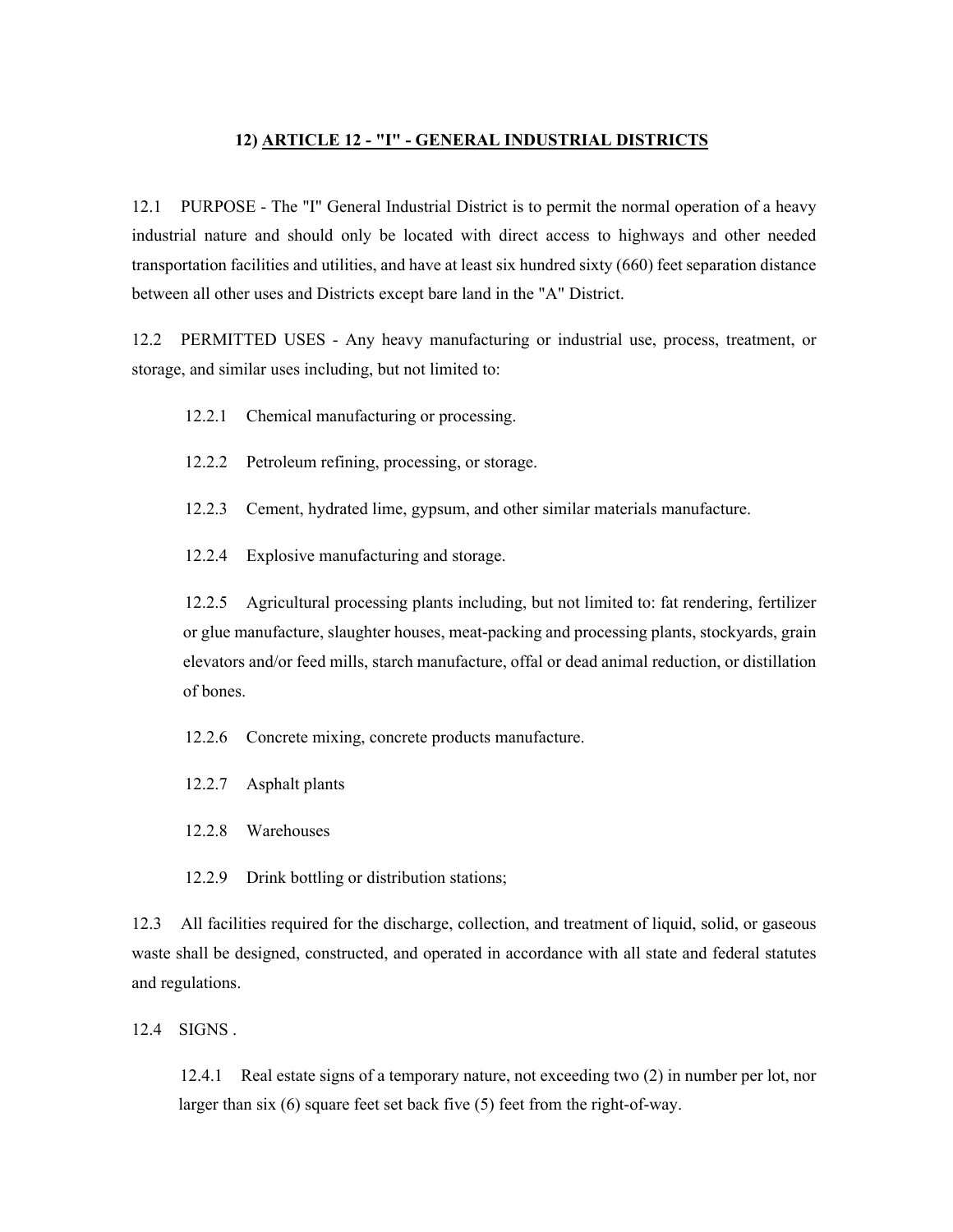## 12) ARTICLE 12 - "I" - GENERAL INDUSTRIAL DISTRICTS

12.1 PURPOSE - The "I" General Industrial District is to permit the normal operation of a heavy industrial nature and should only be located with direct access to highways and other needed transportation facilities and utilities, and have at least six hundred sixty (660) feet separation distance between all other uses and Districts except bare land in the "A" District.

12.2 PERMITTED USES - Any heavy manufacturing or industrial use, process, treatment, or storage, and similar uses including, but not limited to:

> 12.2.1 Chemical manufacturing or processing.
>
> 12.2.2 Petroleum refining, processing, or storage.
>
> 12.2.3 Cement, hydrated lime, gypsum, and other similar materials manufacture.
>
> 12.2.4 Explosive manufacturing and storage.
>
> 12.2.5 Agricultural processing plants including, but not limited to: fat rendering, fertilizer or glue manufacture, slaughter houses, meat-packing and processing plants, stockyards, grain elevators and/or feed mills, starch manufacture, offal or dead animal reduction, or distillation of bones.
>
> 12.2.6 Concrete mixing, concrete products manufacture.
>
> 12.2.7 Asphalt plants
>
> 12.2.8 Warehouses
>
> 12.2.9 Drink bottling or distribution stations;

12.3 All facilities required for the discharge, collection, and treatment of liquid, solid, or gaseous waste shall be designed, constructed, and operated in accordance with all state and federal statutes and regulations.

12.4 SIGNS .

> 12.4.1 Real estate signs of a temporary nature, not exceeding two (2) in number per lot, nor larger than six (6) square feet set back five (5) feet from the right-of-way.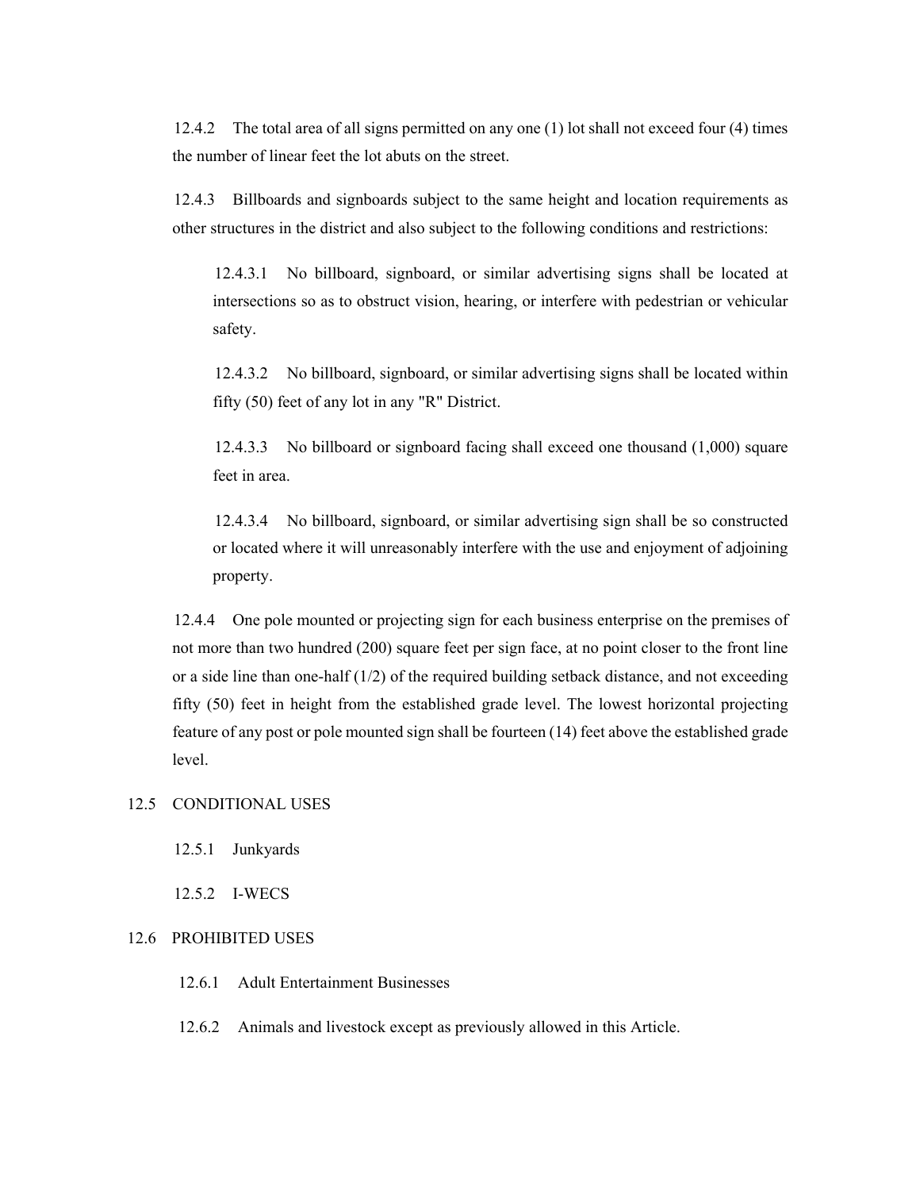12.4.2 The total area of all signs permitted on any one (1) lot shall not exceed four (4) times the number of linear feet the lot abuts on the street.

12.4.3 Billboards and signboards subject to the same height and location requirements as other structures in the district and also subject to the following conditions and restrictions:

> 12.4.3.1 No billboard, signboard, or similar advertising signs shall be located at intersections so as to obstruct vision, hearing, or interfere with pedestrian or vehicular safety.
>
> 12.4.3.2 No billboard, signboard, or similar advertising signs shall be located within fifty (50) feet of any lot in any "R" District.
>
> 12.4.3.3 No billboard or signboard facing shall exceed one thousand (1,000) square feet in area.
>
> 12.4.3.4 No billboard, signboard, or similar advertising sign shall be so constructed or located where it will unreasonably interfere with the use and enjoyment of adjoining property.

12.4.4 One pole mounted or projecting sign for each business enterprise on the premises of not more than two hundred (200) square feet per sign face, at no point closer to the front line or a side line than one-half (1/2) of the required building setback distance, and not exceeding fifty (50) feet in height from the established grade level. The lowest horizontal projecting feature of any post or pole mounted sign shall be fourteen (14) feet above the established grade level.

## 12.5 CONDITIONAL USES

12.5.1 Junkyards

12.5.2 I-WECS

## 12.6 PROHIBITED USES

12.6.1 Adult Entertainment Businesses

12.6.2 Animals and livestock except as previously allowed in this Article.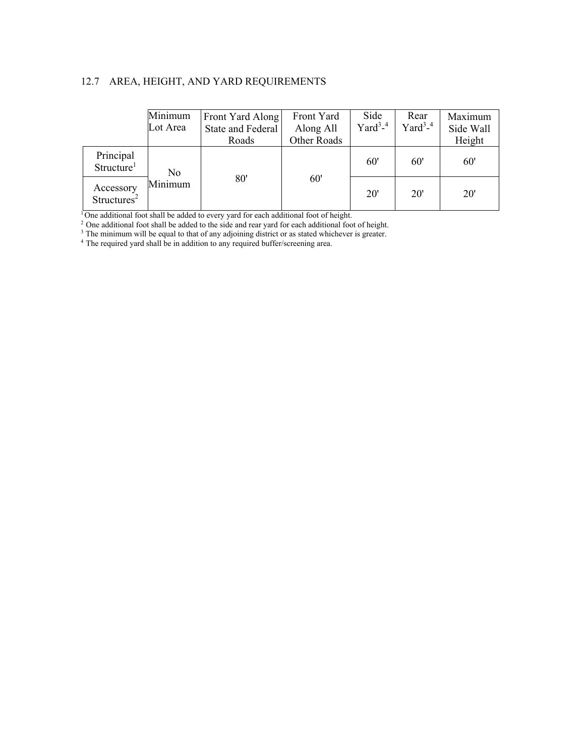## 12.7 AREA, HEIGHT, AND YARD REQUIREMENTS

| | Minimum Lot Area | Front Yard Along State and Federal Roads | Front Yard Along All Other Roads | Side Yard[3]-[4] | Rear Yard[3]-[4] | Maximum Side Wall Height |
|---|---|---|---|---|---|---|
| Principal Structure[1] | No Minimum | 80' | 60' | 60' | 60' | 60' |
| Accessory Structures[2] | | | | 20' | 20' | 20' |

[1] One additional foot shall be added to every yard for each additional foot of height.
[2] One additional foot shall be added to the side and rear yard for each additional foot of height.
[3] The minimum will be equal to that of any adjoining district or as stated whichever is greater.
[4] The required yard shall be in addition to any required buffer/screening area.